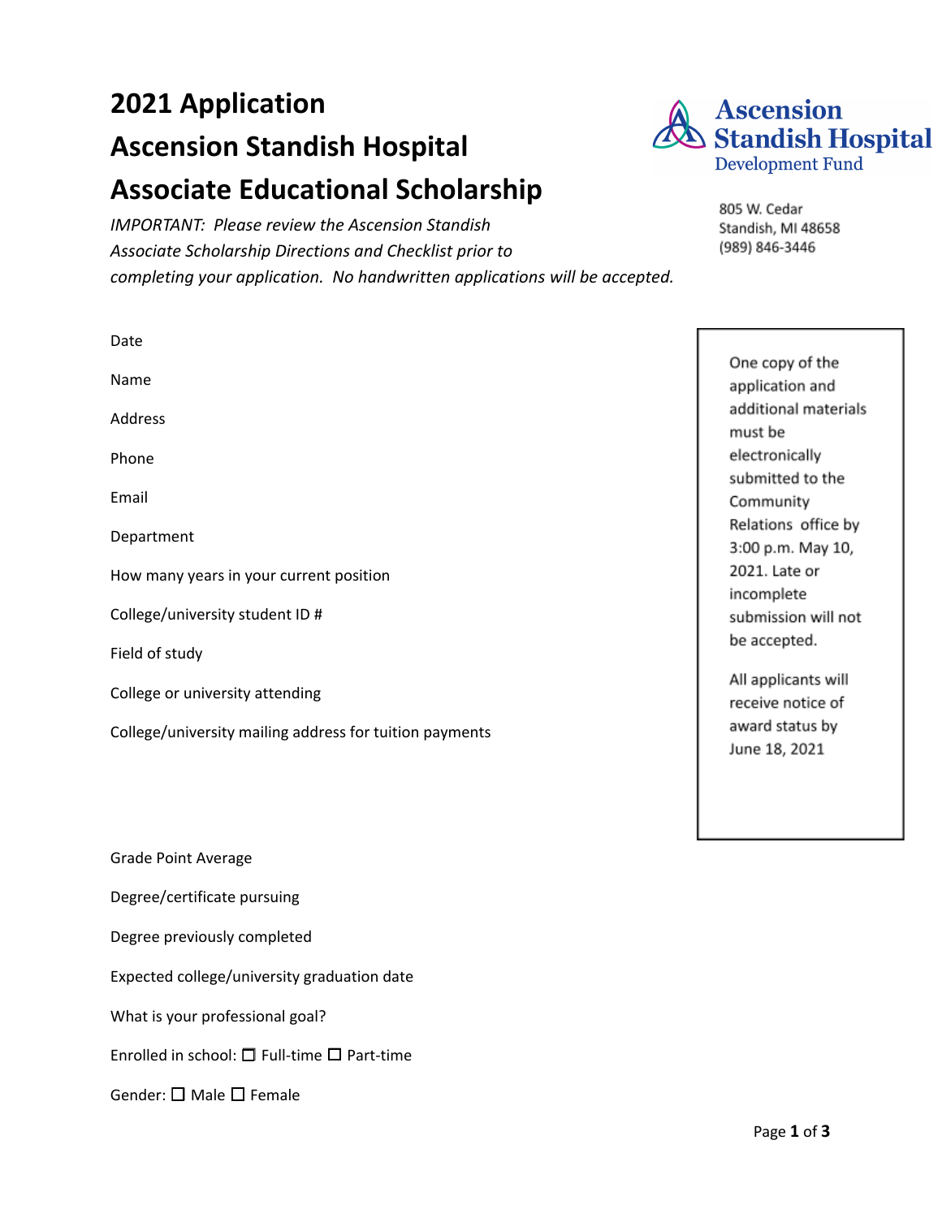# 2021 Application
# Ascension Standish Hospital
# Associate Educational Scholarship

*IMPORTANT: Please review the Ascension Standish Associate Scholarship Directions and Checklist prior to completing your application. No handwritten applications will be accepted.*

**Ascension Standish Hospital**
Development Fund

805 W. Cedar
Standish, MI 48658
(989) 846-3446

One copy of the application and additional materials must be electronically submitted to the Community Relations office by 3:00 p.m. May 10, 2021. Late or incomplete submission will not be accepted.

All applicants will receive notice of award status by June 18, 2021

Date

Name

Address

Phone

Email

Department

How many years in your current position

College/university student ID #

Field of study

College or university attending

College/university mailing address for tuition payments

Grade Point Average

Degree/certificate pursuing

Degree previously completed

Expected college/university graduation date

What is your professional goal?

Enrolled in school: ☐ Full-time ☐ Part-time

Gender: ☐ Male ☐ Female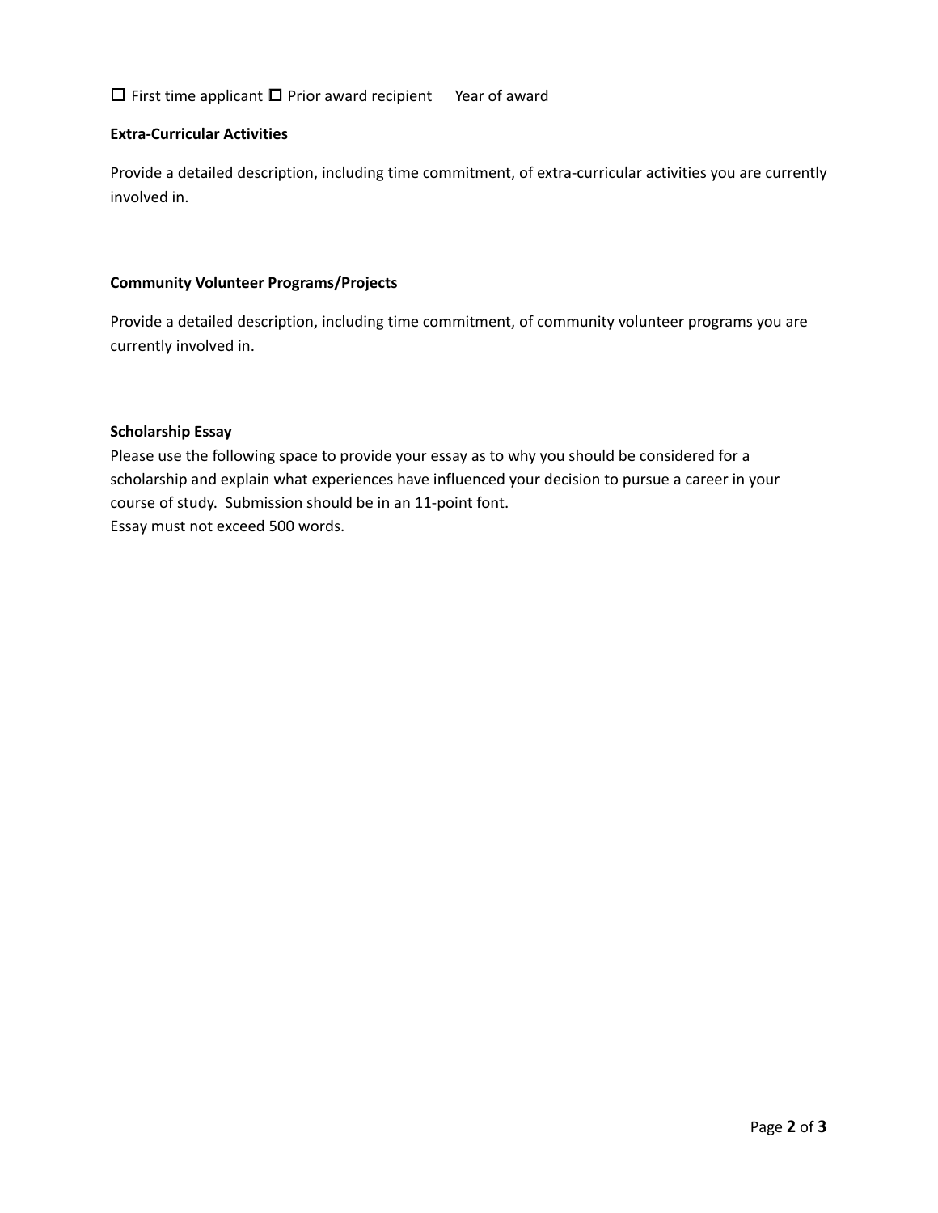☐ First time applicant ☐ Prior award recipient Year of award

**Extra-Curricular Activities**

Provide a detailed description, including time commitment, of extra-curricular activities you are currently involved in.

**Community Volunteer Programs/Projects**

Provide a detailed description, including time commitment, of community volunteer programs you are currently involved in.

**Scholarship Essay**

Please use the following space to provide your essay as to why you should be considered for a scholarship and explain what experiences have influenced your decision to pursue a career in your course of study. Submission should be in an 11-point font.
Essay must not exceed 500 words.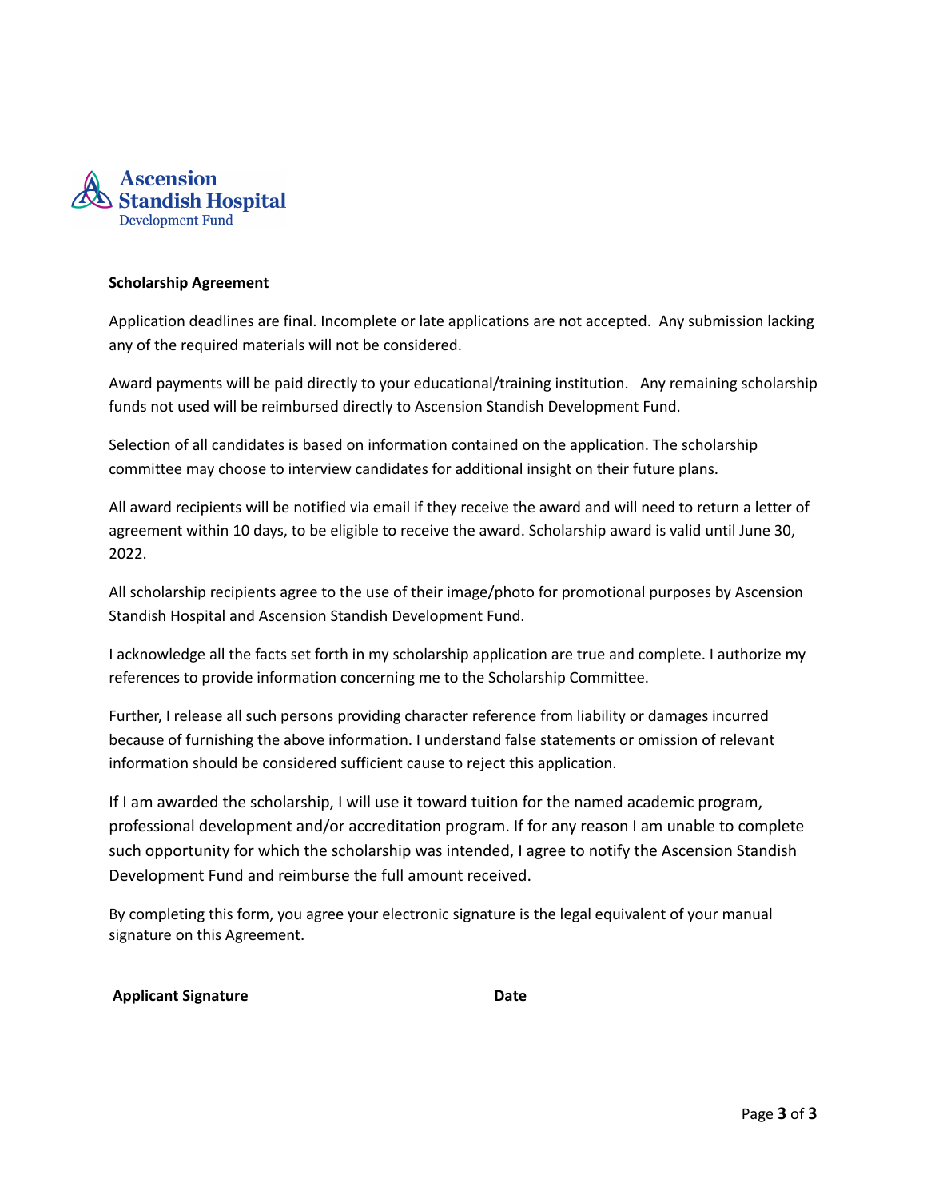**Ascension Standish Hospital**
Development Fund

**Scholarship Agreement**

Application deadlines are final. Incomplete or late applications are not accepted. Any submission lacking any of the required materials will not be considered.

Award payments will be paid directly to your educational/training institution. Any remaining scholarship funds not used will be reimbursed directly to Ascension Standish Development Fund.

Selection of all candidates is based on information contained on the application. The scholarship committee may choose to interview candidates for additional insight on their future plans.

All award recipients will be notified via email if they receive the award and will need to return a letter of agreement within 10 days, to be eligible to receive the award. Scholarship award is valid until June 30, 2022.

All scholarship recipients agree to the use of their image/photo for promotional purposes by Ascension Standish Hospital and Ascension Standish Development Fund.

I acknowledge all the facts set forth in my scholarship application are true and complete. I authorize my references to provide information concerning me to the Scholarship Committee.

Further, I release all such persons providing character reference from liability or damages incurred because of furnishing the above information. I understand false statements or omission of relevant information should be considered sufficient cause to reject this application.

If I am awarded the scholarship, I will use it toward tuition for the named academic program, professional development and/or accreditation program. If for any reason I am unable to complete such opportunity for which the scholarship was intended, I agree to notify the Ascension Standish Development Fund and reimburse the full amount received.

By completing this form, you agree your electronic signature is the legal equivalent of your manual signature on this Agreement.

**Applicant Signature** **Date**